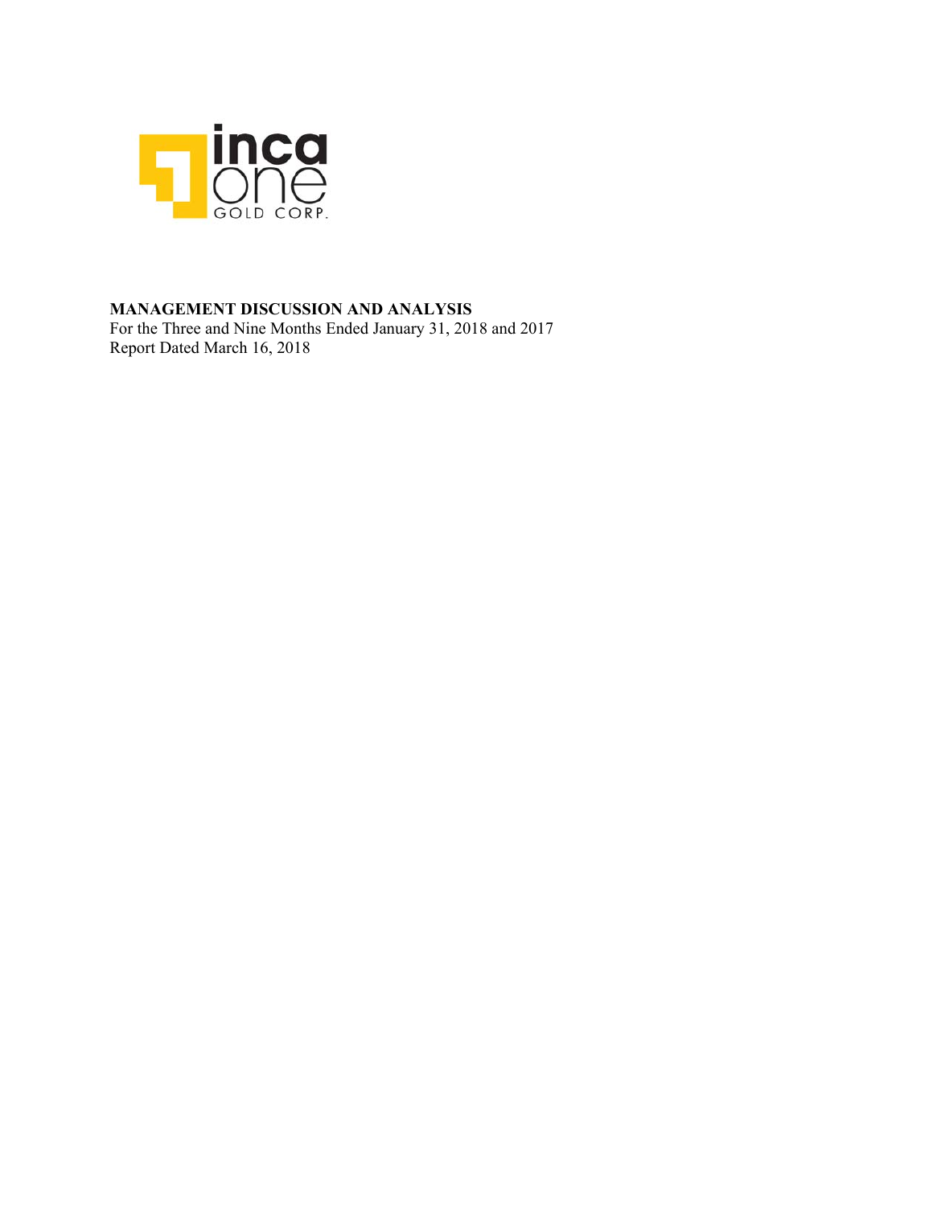inca one GOLD CORP.

**MANAGEMENT DISCUSSION AND ANALYSIS**

For the Three and Nine Months Ended January 31, 2018 and 2017

Report Dated March 16, 2018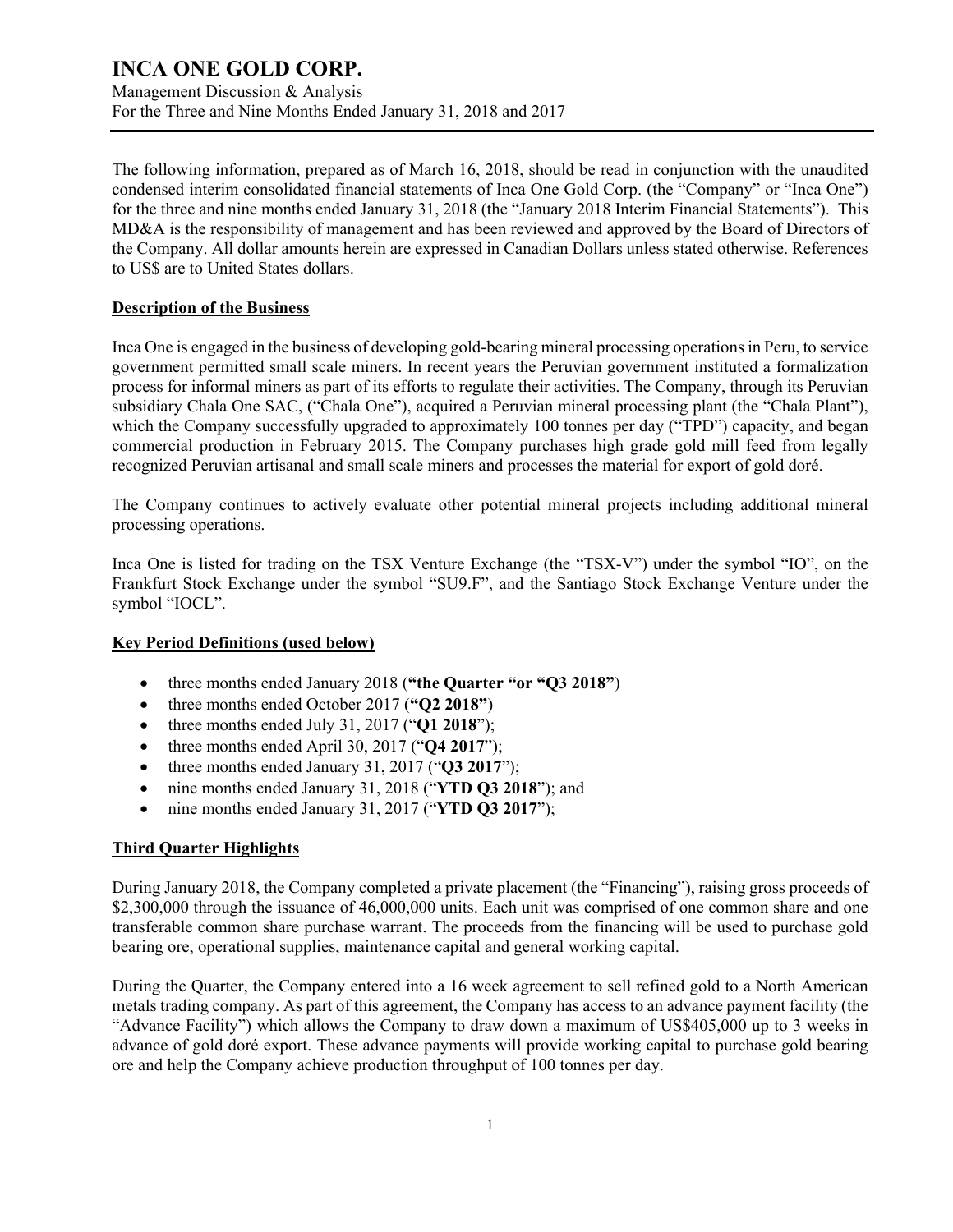The following information, prepared as of March 16, 2018, should be read in conjunction with the unaudited condensed interim consolidated financial statements of Inca One Gold Corp. (the "Company" or "Inca One") for the three and nine months ended January 31, 2018 (the "January 2018 Interim Financial Statements"). This MD&A is the responsibility of management and has been reviewed and approved by the Board of Directors of the Company. All dollar amounts herein are expressed in Canadian Dollars unless stated otherwise. References to US$ are to United States dollars.

## Description of the Business

Inca One is engaged in the business of developing gold-bearing mineral processing operations in Peru, to service government permitted small scale miners. In recent years the Peruvian government instituted a formalization process for informal miners as part of its efforts to regulate their activities. The Company, through its Peruvian subsidiary Chala One SAC, ("Chala One"), acquired a Peruvian mineral processing plant (the "Chala Plant"), which the Company successfully upgraded to approximately 100 tonnes per day ("TPD") capacity, and began commercial production in February 2015. The Company purchases high grade gold mill feed from legally recognized Peruvian artisanal and small scale miners and processes the material for export of gold doré.

The Company continues to actively evaluate other potential mineral projects including additional mineral processing operations.

Inca One is listed for trading on the TSX Venture Exchange (the "TSX-V") under the symbol "IO", on the Frankfurt Stock Exchange under the symbol "SU9.F", and the Santiago Stock Exchange Venture under the symbol "IOCL".

## Key Period Definitions (used below)

- three months ended January 2018 (**"the Quarter "or "Q3 2018"**)
- three months ended October 2017 (**"Q2 2018"**)
- three months ended July 31, 2017 ("**Q1 2018**");
- three months ended April 30, 2017 ("**Q4 2017**");
- three months ended January 31, 2017 ("**Q3 2017**");
- nine months ended January 31, 2018 ("**YTD Q3 2018**"); and
- nine months ended January 31, 2017 ("**YTD Q3 2017**");

## Third Quarter Highlights

During January 2018, the Company completed a private placement (the "Financing"), raising gross proceeds of $2,300,000 through the issuance of 46,000,000 units. Each unit was comprised of one common share and one transferable common share purchase warrant. The proceeds from the financing will be used to purchase gold bearing ore, operational supplies, maintenance capital and general working capital.

During the Quarter, the Company entered into a 16 week agreement to sell refined gold to a North American metals trading company. As part of this agreement, the Company has access to an advance payment facility (the "Advance Facility") which allows the Company to draw down a maximum of US$405,000 up to 3 weeks in advance of gold doré export. These advance payments will provide working capital to purchase gold bearing ore and help the Company achieve production throughput of 100 tonnes per day.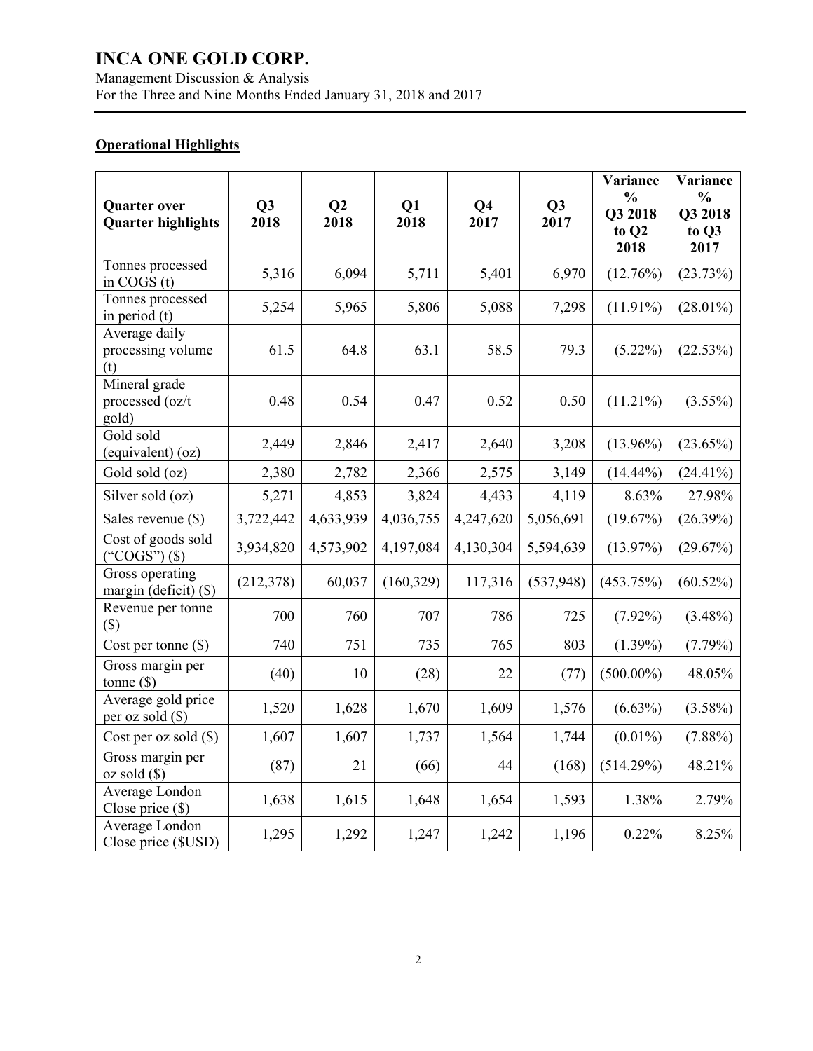# INCA ONE GOLD CORP.

Management Discussion & Analysis
For the Three and Nine Months Ended January 31, 2018 and 2017

## Operational Highlights

| Quarter over Quarter highlights | Q3 2018 | Q2 2018 | Q1 2018 | Q4 2017 | Q3 2017 | Variance % Q3 2018 to Q2 2018 | Variance % Q3 2018 to Q3 2017 |
|---|---|---|---|---|---|---|---|
| Tonnes processed in COGS (t) | 5,316 | 6,094 | 5,711 | 5,401 | 6,970 | (12.76%) | (23.73%) |
| Tonnes processed in period (t) | 5,254 | 5,965 | 5,806 | 5,088 | 7,298 | (11.91%) | (28.01%) |
| Average daily processing volume (t) | 61.5 | 64.8 | 63.1 | 58.5 | 79.3 | (5.22%) | (22.53%) |
| Mineral grade processed (oz/t gold) | 0.48 | 0.54 | 0.47 | 0.52 | 0.50 | (11.21%) | (3.55%) |
| Gold sold (equivalent) (oz) | 2,449 | 2,846 | 2,417 | 2,640 | 3,208 | (13.96%) | (23.65%) |
| Gold sold (oz) | 2,380 | 2,782 | 2,366 | 2,575 | 3,149 | (14.44%) | (24.41%) |
| Silver sold (oz) | 5,271 | 4,853 | 3,824 | 4,433 | 4,119 | 8.63% | 27.98% |
| Sales revenue ($) | 3,722,442 | 4,633,939 | 4,036,755 | 4,247,620 | 5,056,691 | (19.67%) | (26.39%) |
| Cost of goods sold ("COGS") ($) | 3,934,820 | 4,573,902 | 4,197,084 | 4,130,304 | 5,594,639 | (13.97%) | (29.67%) |
| Gross operating margin (deficit) ($) | (212,378) | 60,037 | (160,329) | 117,316 | (537,948) | (453.75%) | (60.52%) |
| Revenue per tonne ($) | 700 | 760 | 707 | 786 | 725 | (7.92%) | (3.48%) |
| Cost per tonne ($) | 740 | 751 | 735 | 765 | 803 | (1.39%) | (7.79%) |
| Gross margin per tonne ($) | (40) | 10 | (28) | 22 | (77) | (500.00%) | 48.05% |
| Average gold price per oz sold ($) | 1,520 | 1,628 | 1,670 | 1,609 | 1,576 | (6.63%) | (3.58%) |
| Cost per oz sold ($) | 1,607 | 1,607 | 1,737 | 1,564 | 1,744 | (0.01%) | (7.88%) |
| Gross margin per oz sold ($) | (87) | 21 | (66) | 44 | (168) | (514.29%) | 48.21% |
| Average London Close price ($) | 1,638 | 1,615 | 1,648 | 1,654 | 1,593 | 1.38% | 2.79% |
| Average London Close price ($USD) | 1,295 | 1,292 | 1,247 | 1,242 | 1,196 | 0.22% | 8.25% |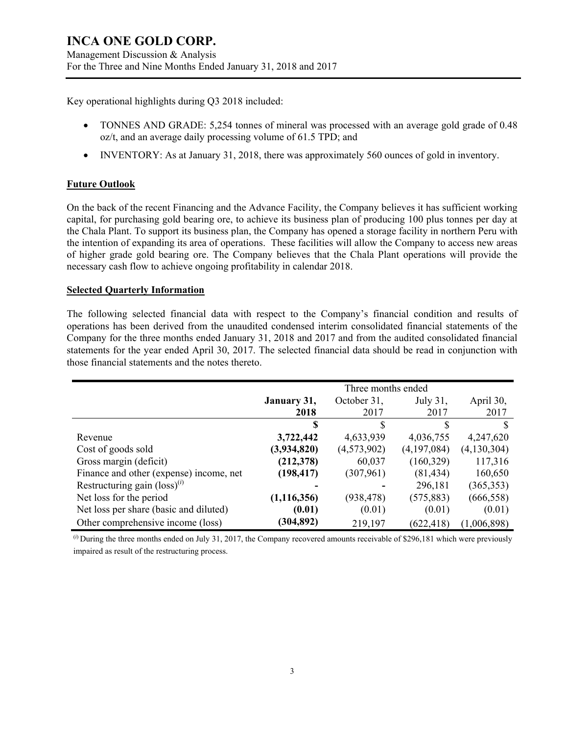Key operational highlights during Q3 2018 included:

- TONNES AND GRADE: 5,254 tonnes of mineral was processed with an average gold grade of 0.48 oz/t, and an average daily processing volume of 61.5 TPD; and
- INVENTORY: As at January 31, 2018, there was approximately 560 ounces of gold in inventory.

## Future Outlook

On the back of the recent Financing and the Advance Facility, the Company believes it has sufficient working capital, for purchasing gold bearing ore, to achieve its business plan of producing 100 plus tonnes per day at the Chala Plant. To support its business plan, the Company has opened a storage facility in northern Peru with the intention of expanding its area of operations. These facilities will allow the Company to access new areas of higher grade gold bearing ore. The Company believes that the Chala Plant operations will provide the necessary cash flow to achieve ongoing profitability in calendar 2018.

## Selected Quarterly Information

The following selected financial data with respect to the Company's financial condition and results of operations has been derived from the unaudited condensed interim consolidated financial statements of the Company for the three months ended January 31, 2018 and 2017 and from the audited consolidated financial statements for the year ended April 30, 2017. The selected financial data should be read in conjunction with those financial statements and the notes thereto.

| | Three months ended | | | |
|---|---|---|---|---|
| | **January 31, 2018** | October 31, 2017 | July 31, 2017 | April 30, 2017 |
| | **$** | $ | $ | $ |
| Revenue | **3,722,442** | 4,633,939 | 4,036,755 | 4,247,620 |
| Cost of goods sold | **(3,934,820)** | (4,573,902) | (4,197,084) | (4,130,304) |
| Gross margin (deficit) | **(212,378)** | 60,037 | (160,329) | 117,316 |
| Finance and other (expense) income, net | **(198,417)** | (307,961) | (81,434) | 160,650 |
| Restructuring gain (loss)[(i)] | **-** | - | 296,181 | (365,353) |
| Net loss for the period | **(1,116,356)** | (938,478) | (575,883) | (666,558) |
| Net loss per share (basic and diluted) | **(0.01)** | (0.01) | (0.01) | (0.01) |
| Other comprehensive income (loss) | **(304,892)** | 219,197 | (622,418) | (1,006,898) |

[(i)] During the three months ended on July 31, 2017, the Company recovered amounts receivable of $296,181 which were previously impaired as result of the restructuring process.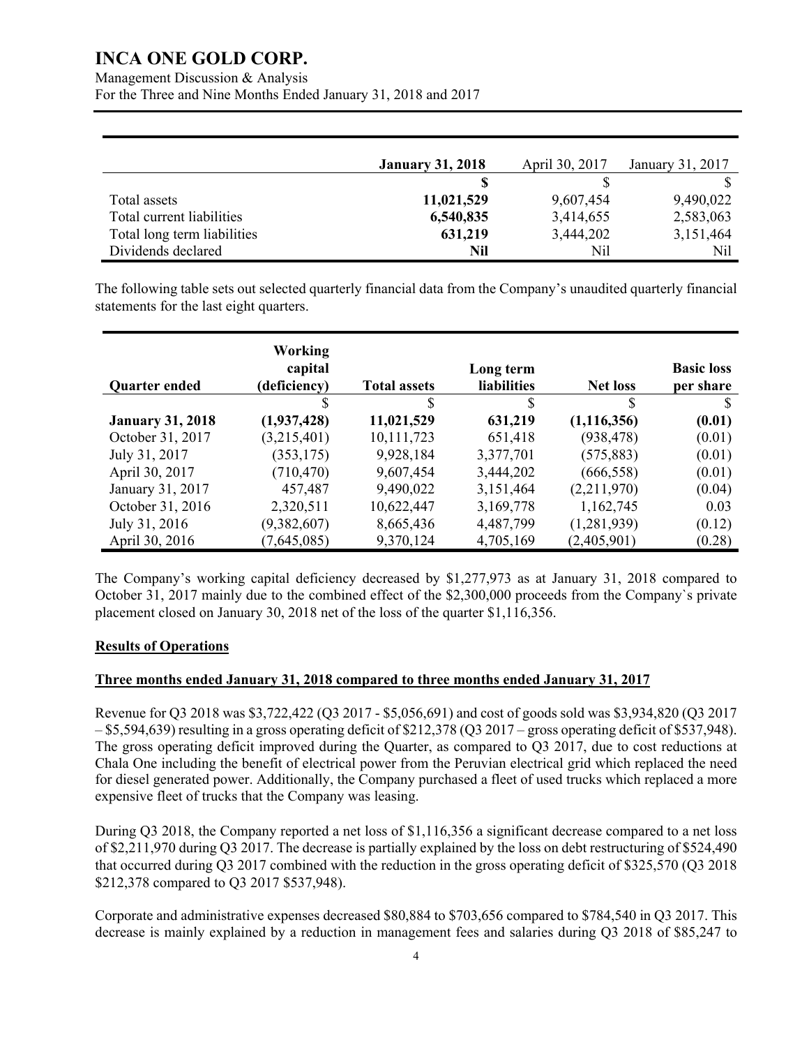| | **January 31, 2018** | April 30, 2017 | January 31, 2017 |
|---|---|---|---|
| | **$** | $ | $ |
| Total assets | **11,021,529** | 9,607,454 | 9,490,022 |
| Total current liabilities | **6,540,835** | 3,414,655 | 2,583,063 |
| Total long term liabilities | **631,219** | 3,444,202 | 3,151,464 |
| Dividends declared | **Nil** | Nil | Nil |

The following table sets out selected quarterly financial data from the Company's unaudited quarterly financial statements for the last eight quarters.

| Quarter ended | Working capital (deficiency) | Total assets | Long term liabilities | Net loss | Basic loss per share |
|---|---|---|---|---|---|
| | $ | $ | $ | $ | $ |
| **January 31, 2018** | **(1,937,428)** | **11,021,529** | **631,219** | **(1,116,356)** | **(0.01)** |
| October 31, 2017 | (3,215,401) | 10,111,723 | 651,418 | (938,478) | (0.01) |
| July 31, 2017 | (353,175) | 9,928,184 | 3,377,701 | (575,883) | (0.01) |
| April 30, 2017 | (710,470) | 9,607,454 | 3,444,202 | (666,558) | (0.01) |
| January 31, 2017 | 457,487 | 9,490,022 | 3,151,464 | (2,211,970) | (0.04) |
| October 31, 2016 | 2,320,511 | 10,622,447 | 3,169,778 | 1,162,745 | 0.03 |
| July 31, 2016 | (9,382,607) | 8,665,436 | 4,487,799 | (1,281,939) | (0.12) |
| April 30, 2016 | (7,645,085) | 9,370,124 | 4,705,169 | (2,405,901) | (0.28) |

The Company's working capital deficiency decreased by $1,277,973 as at January 31, 2018 compared to October 31, 2017 mainly due to the combined effect of the $2,300,000 proceeds from the Company`s private placement closed on January 30, 2018 net of the loss of the quarter $1,116,356.

## Results of Operations

### Three months ended January 31, 2018 compared to three months ended January 31, 2017

Revenue for Q3 2018 was $3,722,422 (Q3 2017 - $5,056,691) and cost of goods sold was $3,934,820 (Q3 2017 – $5,594,639) resulting in a gross operating deficit of $212,378 (Q3 2017 – gross operating deficit of $537,948). The gross operating deficit improved during the Quarter, as compared to Q3 2017, due to cost reductions at Chala One including the benefit of electrical power from the Peruvian electrical grid which replaced the need for diesel generated power. Additionally, the Company purchased a fleet of used trucks which replaced a more expensive fleet of trucks that the Company was leasing.

During Q3 2018, the Company reported a net loss of $1,116,356 a significant decrease compared to a net loss of $2,211,970 during Q3 2017. The decrease is partially explained by the loss on debt restructuring of $524,490 that occurred during Q3 2017 combined with the reduction in the gross operating deficit of $325,570 (Q3 2018 $212,378 compared to Q3 2017 $537,948).

Corporate and administrative expenses decreased $80,884 to $703,656 compared to $784,540 in Q3 2017. This decrease is mainly explained by a reduction in management fees and salaries during Q3 2018 of $85,247 to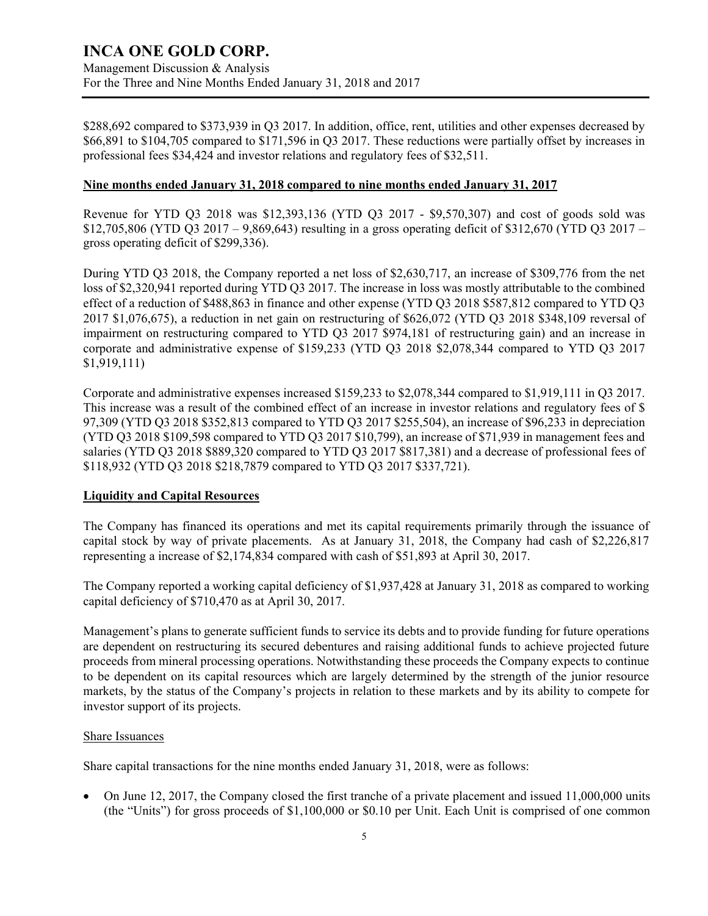$288,692 compared to $373,939 in Q3 2017. In addition, office, rent, utilities and other expenses decreased by $66,891 to $104,705 compared to $171,596 in Q3 2017. These reductions were partially offset by increases in professional fees $34,424 and investor relations and regulatory fees of $32,511.

**Nine months ended January 31, 2018 compared to nine months ended January 31, 2017**

Revenue for YTD Q3 2018 was $12,393,136 (YTD Q3 2017 - $9,570,307) and cost of goods sold was $12,705,806 (YTD Q3 2017 – 9,869,643) resulting in a gross operating deficit of $312,670 (YTD Q3 2017 – gross operating deficit of $299,336).

During YTD Q3 2018, the Company reported a net loss of $2,630,717, an increase of $309,776 from the net loss of $2,320,941 reported during YTD Q3 2017. The increase in loss was mostly attributable to the combined effect of a reduction of $488,863 in finance and other expense (YTD Q3 2018 $587,812 compared to YTD Q3 2017 $1,076,675), a reduction in net gain on restructuring of $626,072 (YTD Q3 2018 $348,109 reversal of impairment on restructuring compared to YTD Q3 2017 $974,181 of restructuring gain) and an increase in corporate and administrative expense of $159,233 (YTD Q3 2018 $2,078,344 compared to YTD Q3 2017 $1,919,111)

Corporate and administrative expenses increased $159,233 to $2,078,344 compared to $1,919,111 in Q3 2017. This increase was a result of the combined effect of an increase in investor relations and regulatory fees of $ 97,309 (YTD Q3 2018 $352,813 compared to YTD Q3 2017 $255,504), an increase of $96,233 in depreciation (YTD Q3 2018 $109,598 compared to YTD Q3 2017 $10,799), an increase of $71,939 in management fees and salaries (YTD Q3 2018 $889,320 compared to YTD Q3 2017 $817,381) and a decrease of professional fees of $118,932 (YTD Q3 2018 $218,7879 compared to YTD Q3 2017 $337,721).

**Liquidity and Capital Resources**

The Company has financed its operations and met its capital requirements primarily through the issuance of capital stock by way of private placements. As at January 31, 2018, the Company had cash of $2,226,817 representing a increase of $2,174,834 compared with cash of $51,893 at April 30, 2017.

The Company reported a working capital deficiency of $1,937,428 at January 31, 2018 as compared to working capital deficiency of $710,470 as at April 30, 2017.

Management's plans to generate sufficient funds to service its debts and to provide funding for future operations are dependent on restructuring its secured debentures and raising additional funds to achieve projected future proceeds from mineral processing operations. Notwithstanding these proceeds the Company expects to continue to be dependent on its capital resources which are largely determined by the strength of the junior resource markets, by the status of the Company's projects in relation to these markets and by its ability to compete for investor support of its projects.

Share Issuances

Share capital transactions for the nine months ended January 31, 2018, were as follows:

- On June 12, 2017, the Company closed the first tranche of a private placement and issued 11,000,000 units (the "Units") for gross proceeds of $1,100,000 or $0.10 per Unit. Each Unit is comprised of one common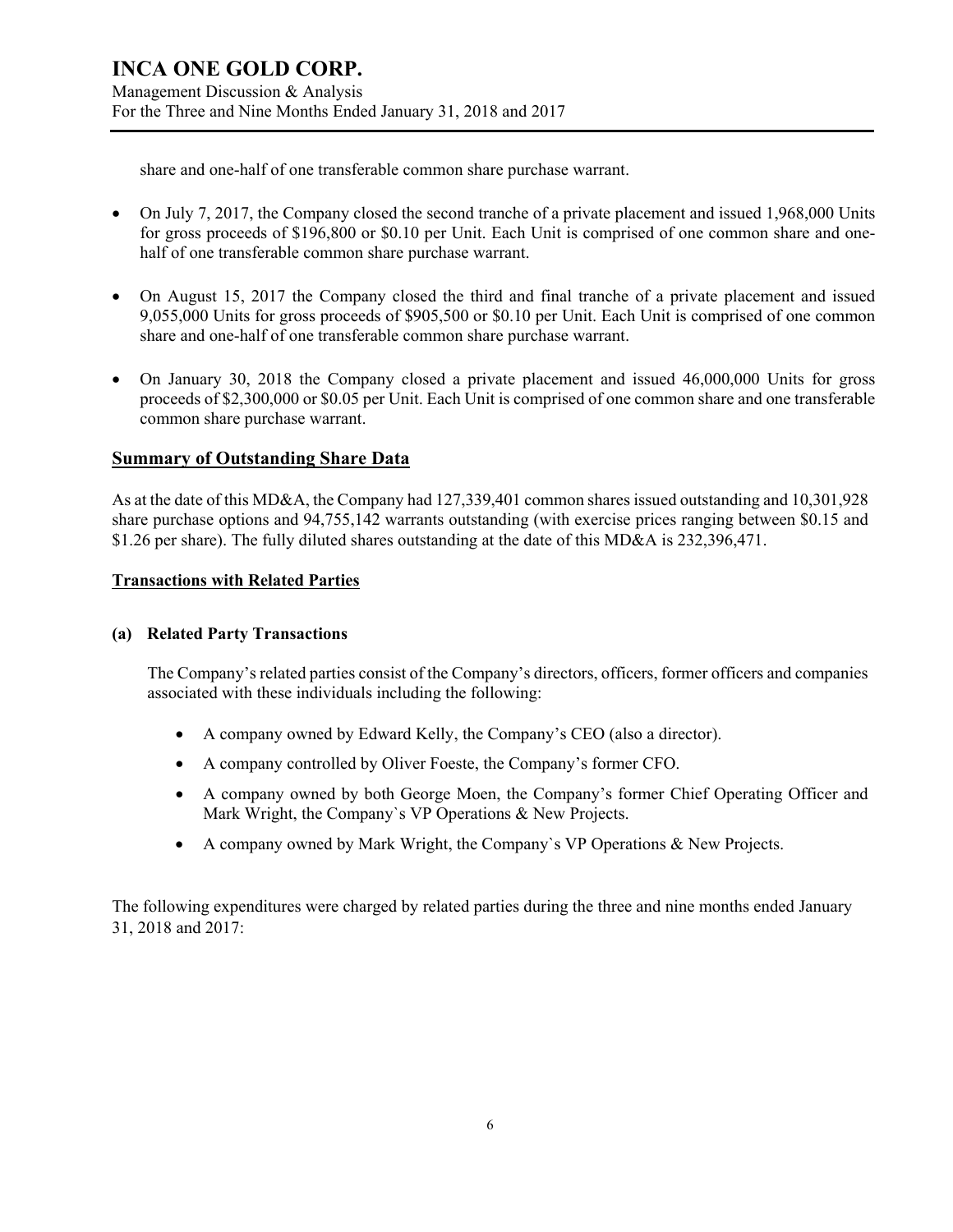share and one-half of one transferable common share purchase warrant.

- On July 7, 2017, the Company closed the second tranche of a private placement and issued 1,968,000 Units for gross proceeds of $196,800 or $0.10 per Unit. Each Unit is comprised of one common share and one-half of one transferable common share purchase warrant.
- On August 15, 2017 the Company closed the third and final tranche of a private placement and issued 9,055,000 Units for gross proceeds of $905,500 or $0.10 per Unit. Each Unit is comprised of one common share and one-half of one transferable common share purchase warrant.
- On January 30, 2018 the Company closed a private placement and issued 46,000,000 Units for gross proceeds of $2,300,000 or $0.05 per Unit. Each Unit is comprised of one common share and one transferable common share purchase warrant.

## Summary of Outstanding Share Data

As at the date of this MD&A, the Company had 127,339,401 common shares issued outstanding and 10,301,928 share purchase options and 94,755,142 warrants outstanding (with exercise prices ranging between $0.15 and $1.26 per share). The fully diluted shares outstanding at the date of this MD&A is 232,396,471.

## Transactions with Related Parties

### (a) Related Party Transactions

The Company's related parties consist of the Company's directors, officers, former officers and companies associated with these individuals including the following:

- A company owned by Edward Kelly, the Company's CEO (also a director).
- A company controlled by Oliver Foeste, the Company's former CFO.
- A company owned by both George Moen, the Company's former Chief Operating Officer and Mark Wright, the Company`s VP Operations & New Projects.
- A company owned by Mark Wright, the Company`s VP Operations & New Projects.

The following expenditures were charged by related parties during the three and nine months ended January 31, 2018 and 2017: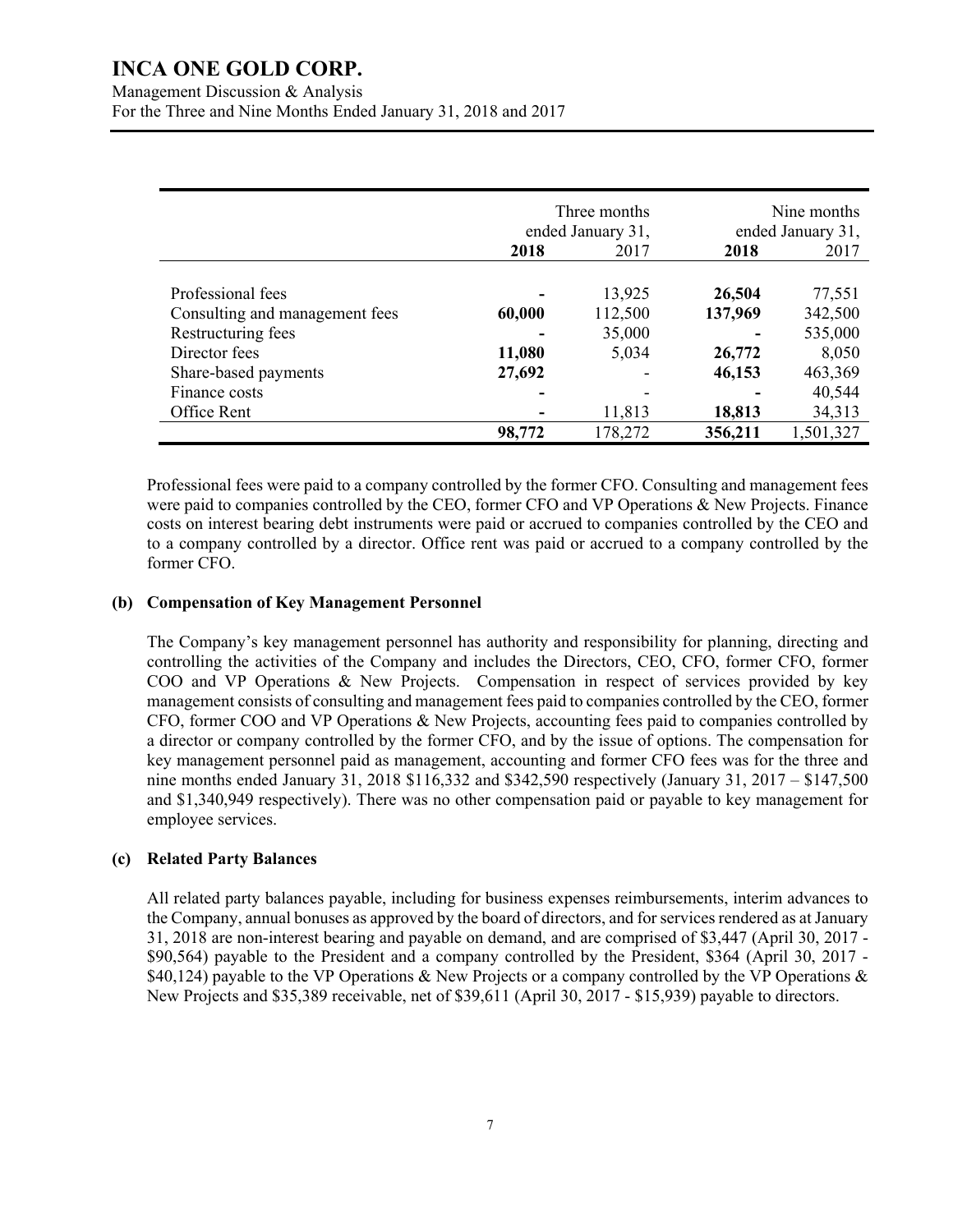| | Three months ended January 31, | | Nine months ended January 31, | |
|---|---|---|---|---|
| | **2018** | 2017 | **2018** | 2017 |
| Professional fees | **-** | 13,925 | **26,504** | 77,551 |
| Consulting and management fees | **60,000** | 112,500 | **137,969** | 342,500 |
| Restructuring fees | **-** | 35,000 | **-** | 535,000 |
| Director fees | **11,080** | 5,034 | **26,772** | 8,050 |
| Share-based payments | **27,692** | - | **46,153** | 463,369 |
| Finance costs | **-** | - | **-** | 40,544 |
| Office Rent | **-** | 11,813 | **18,813** | 34,313 |
| | **98,772** | 178,272 | **356,211** | 1,501,327 |

Professional fees were paid to a company controlled by the former CFO. Consulting and management fees were paid to companies controlled by the CEO, former CFO and VP Operations & New Projects. Finance costs on interest bearing debt instruments were paid or accrued to companies controlled by the CEO and to a company controlled by a director. Office rent was paid or accrued to a company controlled by the former CFO.

**(b) Compensation of Key Management Personnel**

The Company's key management personnel has authority and responsibility for planning, directing and controlling the activities of the Company and includes the Directors, CEO, CFO, former CFO, former COO and VP Operations & New Projects. Compensation in respect of services provided by key management consists of consulting and management fees paid to companies controlled by the CEO, former CFO, former COO and VP Operations & New Projects, accounting fees paid to companies controlled by a director or company controlled by the former CFO, and by the issue of options. The compensation for key management personnel paid as management, accounting and former CFO fees was for the three and nine months ended January 31, 2018 $116,332 and $342,590 respectively (January 31, 2017 – $147,500 and $1,340,949 respectively). There was no other compensation paid or payable to key management for employee services.

**(c) Related Party Balances**

All related party balances payable, including for business expenses reimbursements, interim advances to the Company, annual bonuses as approved by the board of directors, and for services rendered as at January 31, 2018 are non-interest bearing and payable on demand, and are comprised of $3,447 (April 30, 2017 - $90,564) payable to the President and a company controlled by the President, $364 (April 30, 2017 - $40,124) payable to the VP Operations & New Projects or a company controlled by the VP Operations & New Projects and $35,389 receivable, net of $39,611 (April 30, 2017 - $15,939) payable to directors.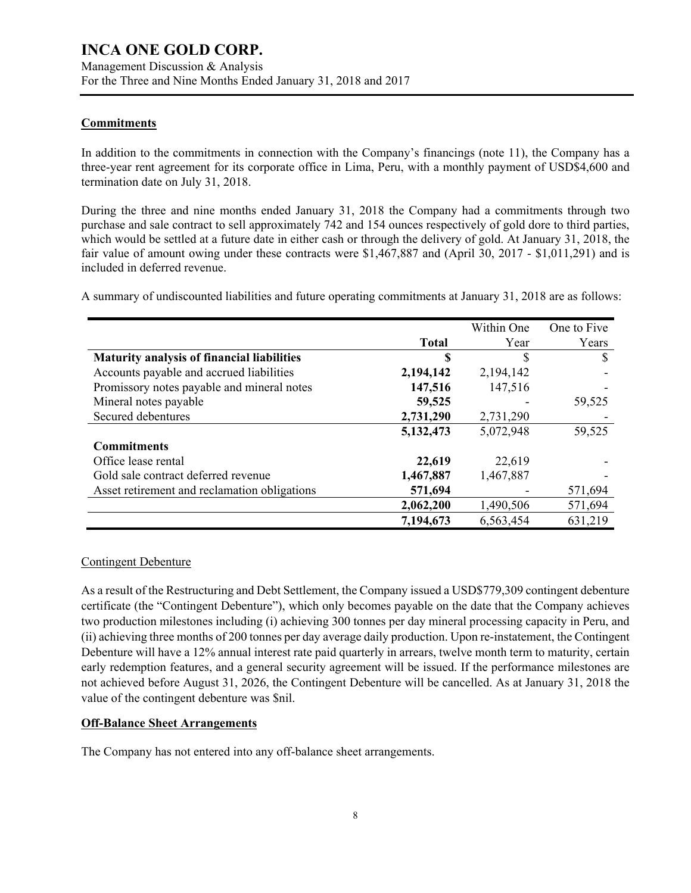## Commitments

In addition to the commitments in connection with the Company's financings (note 11), the Company has a three-year rent agreement for its corporate office in Lima, Peru, with a monthly payment of USD$4,600 and termination date on July 31, 2018.

During the three and nine months ended January 31, 2018 the Company had a commitments through two purchase and sale contract to sell approximately 742 and 154 ounces respectively of gold dore to third parties, which would be settled at a future date in either cash or through the delivery of gold. At January 31, 2018, the fair value of amount owing under these contracts were $1,467,887 and (April 30, 2017 - $1,011,291) and is included in deferred revenue.

A summary of undiscounted liabilities and future operating commitments at January 31, 2018 are as follows:

| | Total | Within One Year | One to Five Years |
|---|---|---|---|
| **Maturity analysis of financial liabilities** | **$** | $ | $ |
| Accounts payable and accrued liabilities | **2,194,142** | 2,194,142 | - |
| Promissory notes payable and mineral notes | **147,516** | 147,516 | - |
| Mineral notes payable | **59,525** | - | 59,525 |
| Secured debentures | **2,731,290** | 2,731,290 | - |
| | **5,132,473** | 5,072,948 | 59,525 |
| **Commitments** | | | |
| Office lease rental | **22,619** | 22,619 | - |
| Gold sale contract deferred revenue | **1,467,887** | 1,467,887 | - |
| Asset retirement and reclamation obligations | **571,694** | - | 571,694 |
| | **2,062,200** | 1,490,506 | 571,694 |
| | **7,194,673** | 6,563,454 | 631,219 |

### Contingent Debenture

As a result of the Restructuring and Debt Settlement, the Company issued a USD$779,309 contingent debenture certificate (the "Contingent Debenture"), which only becomes payable on the date that the Company achieves two production milestones including (i) achieving 300 tonnes per day mineral processing capacity in Peru, and (ii) achieving three months of 200 tonnes per day average daily production. Upon re-instatement, the Contingent Debenture will have a 12% annual interest rate paid quarterly in arrears, twelve month term to maturity, certain early redemption features, and a general security agreement will be issued. If the performance milestones are not achieved before August 31, 2026, the Contingent Debenture will be cancelled. As at January 31, 2018 the value of the contingent debenture was $nil.

## Off-Balance Sheet Arrangements

The Company has not entered into any off-balance sheet arrangements.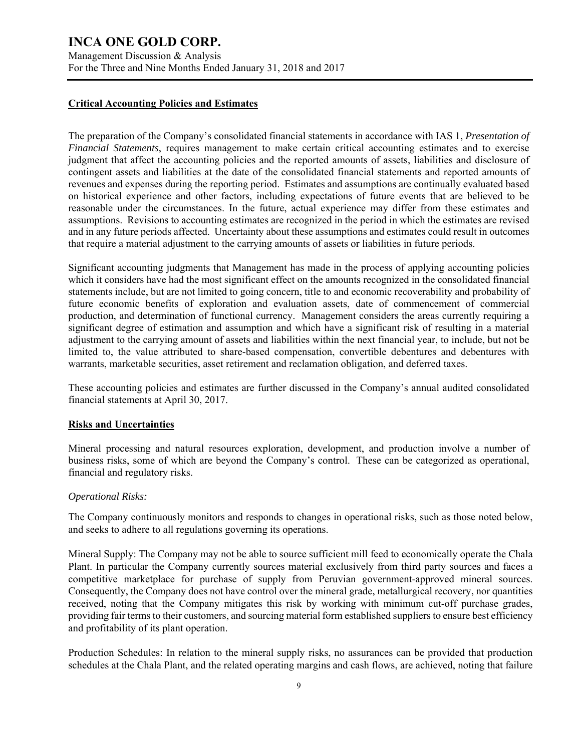## Critical Accounting Policies and Estimates

The preparation of the Company's consolidated financial statements in accordance with IAS 1, *Presentation of Financial Statements*, requires management to make certain critical accounting estimates and to exercise judgment that affect the accounting policies and the reported amounts of assets, liabilities and disclosure of contingent assets and liabilities at the date of the consolidated financial statements and reported amounts of revenues and expenses during the reporting period. Estimates and assumptions are continually evaluated based on historical experience and other factors, including expectations of future events that are believed to be reasonable under the circumstances. In the future, actual experience may differ from these estimates and assumptions. Revisions to accounting estimates are recognized in the period in which the estimates are revised and in any future periods affected. Uncertainty about these assumptions and estimates could result in outcomes that require a material adjustment to the carrying amounts of assets or liabilities in future periods.

Significant accounting judgments that Management has made in the process of applying accounting policies which it considers have had the most significant effect on the amounts recognized in the consolidated financial statements include, but are not limited to going concern, title to and economic recoverability and probability of future economic benefits of exploration and evaluation assets, date of commencement of commercial production, and determination of functional currency. Management considers the areas currently requiring a significant degree of estimation and assumption and which have a significant risk of resulting in a material adjustment to the carrying amount of assets and liabilities within the next financial year, to include, but not be limited to, the value attributed to share-based compensation, convertible debentures and debentures with warrants, marketable securities, asset retirement and reclamation obligation, and deferred taxes.

These accounting policies and estimates are further discussed in the Company's annual audited consolidated financial statements at April 30, 2017.

## Risks and Uncertainties

Mineral processing and natural resources exploration, development, and production involve a number of business risks, some of which are beyond the Company's control. These can be categorized as operational, financial and regulatory risks.

*Operational Risks:*

The Company continuously monitors and responds to changes in operational risks, such as those noted below, and seeks to adhere to all regulations governing its operations.

Mineral Supply: The Company may not be able to source sufficient mill feed to economically operate the Chala Plant. In particular the Company currently sources material exclusively from third party sources and faces a competitive marketplace for purchase of supply from Peruvian government-approved mineral sources. Consequently, the Company does not have control over the mineral grade, metallurgical recovery, nor quantities received, noting that the Company mitigates this risk by working with minimum cut-off purchase grades, providing fair terms to their customers, and sourcing material form established suppliers to ensure best efficiency and profitability of its plant operation.

Production Schedules: In relation to the mineral supply risks, no assurances can be provided that production schedules at the Chala Plant, and the related operating margins and cash flows, are achieved, noting that failure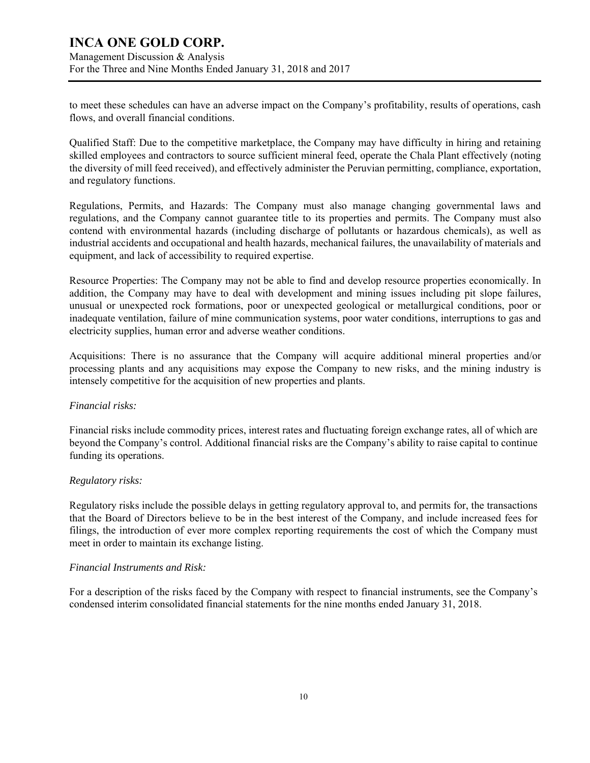to meet these schedules can have an adverse impact on the Company's profitability, results of operations, cash flows, and overall financial conditions.

Qualified Staff: Due to the competitive marketplace, the Company may have difficulty in hiring and retaining skilled employees and contractors to source sufficient mineral feed, operate the Chala Plant effectively (noting the diversity of mill feed received), and effectively administer the Peruvian permitting, compliance, exportation, and regulatory functions.

Regulations, Permits, and Hazards: The Company must also manage changing governmental laws and regulations, and the Company cannot guarantee title to its properties and permits. The Company must also contend with environmental hazards (including discharge of pollutants or hazardous chemicals), as well as industrial accidents and occupational and health hazards, mechanical failures, the unavailability of materials and equipment, and lack of accessibility to required expertise.

Resource Properties: The Company may not be able to find and develop resource properties economically. In addition, the Company may have to deal with development and mining issues including pit slope failures, unusual or unexpected rock formations, poor or unexpected geological or metallurgical conditions, poor or inadequate ventilation, failure of mine communication systems, poor water conditions, interruptions to gas and electricity supplies, human error and adverse weather conditions.

Acquisitions: There is no assurance that the Company will acquire additional mineral properties and/or processing plants and any acquisitions may expose the Company to new risks, and the mining industry is intensely competitive for the acquisition of new properties and plants.

*Financial risks:*

Financial risks include commodity prices, interest rates and fluctuating foreign exchange rates, all of which are beyond the Company's control. Additional financial risks are the Company's ability to raise capital to continue funding its operations.

*Regulatory risks:*

Regulatory risks include the possible delays in getting regulatory approval to, and permits for, the transactions that the Board of Directors believe to be in the best interest of the Company, and include increased fees for filings, the introduction of ever more complex reporting requirements the cost of which the Company must meet in order to maintain its exchange listing.

*Financial Instruments and Risk:*

For a description of the risks faced by the Company with respect to financial instruments, see the Company's condensed interim consolidated financial statements for the nine months ended January 31, 2018.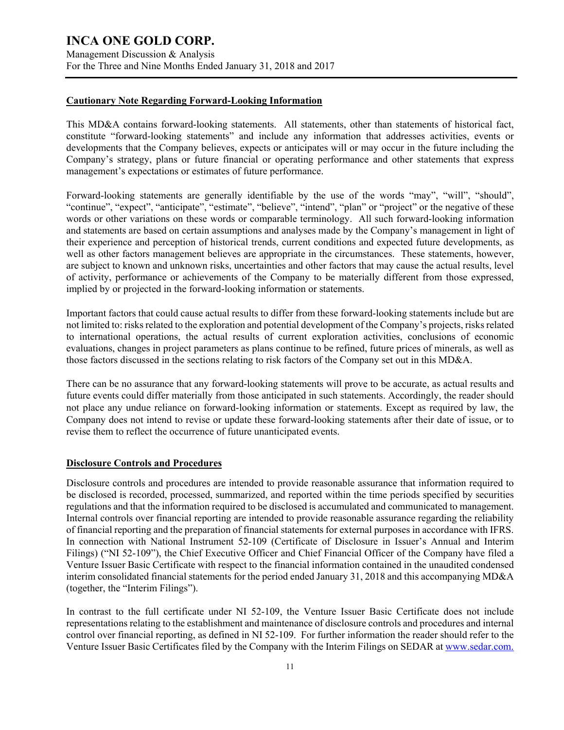### **Cautionary Note Regarding Forward-Looking Information**

This MD&A contains forward-looking statements. All statements, other than statements of historical fact, constitute "forward-looking statements" and include any information that addresses activities, events or developments that the Company believes, expects or anticipates will or may occur in the future including the Company's strategy, plans or future financial or operating performance and other statements that express management's expectations or estimates of future performance.

Forward-looking statements are generally identifiable by the use of the words "may", "will", "should", "continue", "expect", "anticipate", "estimate", "believe", "intend", "plan" or "project" or the negative of these words or other variations on these words or comparable terminology. All such forward-looking information and statements are based on certain assumptions and analyses made by the Company's management in light of their experience and perception of historical trends, current conditions and expected future developments, as well as other factors management believes are appropriate in the circumstances. These statements, however, are subject to known and unknown risks, uncertainties and other factors that may cause the actual results, level of activity, performance or achievements of the Company to be materially different from those expressed, implied by or projected in the forward-looking information or statements.

Important factors that could cause actual results to differ from these forward-looking statements include but are not limited to: risks related to the exploration and potential development of the Company's projects, risks related to international operations, the actual results of current exploration activities, conclusions of economic evaluations, changes in project parameters as plans continue to be refined, future prices of minerals, as well as those factors discussed in the sections relating to risk factors of the Company set out in this MD&A.

There can be no assurance that any forward-looking statements will prove to be accurate, as actual results and future events could differ materially from those anticipated in such statements. Accordingly, the reader should not place any undue reliance on forward-looking information or statements. Except as required by law, the Company does not intend to revise or update these forward-looking statements after their date of issue, or to revise them to reflect the occurrence of future unanticipated events.

### **Disclosure Controls and Procedures**

Disclosure controls and procedures are intended to provide reasonable assurance that information required to be disclosed is recorded, processed, summarized, and reported within the time periods specified by securities regulations and that the information required to be disclosed is accumulated and communicated to management. Internal controls over financial reporting are intended to provide reasonable assurance regarding the reliability of financial reporting and the preparation of financial statements for external purposes in accordance with IFRS. In connection with National Instrument 52-109 (Certificate of Disclosure in Issuer's Annual and Interim Filings) ("NI 52-109"), the Chief Executive Officer and Chief Financial Officer of the Company have filed a Venture Issuer Basic Certificate with respect to the financial information contained in the unaudited condensed interim consolidated financial statements for the period ended January 31, 2018 and this accompanying MD&A (together, the "Interim Filings").

In contrast to the full certificate under NI 52-109, the Venture Issuer Basic Certificate does not include representations relating to the establishment and maintenance of disclosure controls and procedures and internal control over financial reporting, as defined in NI 52-109. For further information the reader should refer to the Venture Issuer Basic Certificates filed by the Company with the Interim Filings on SEDAR at www.sedar.com.